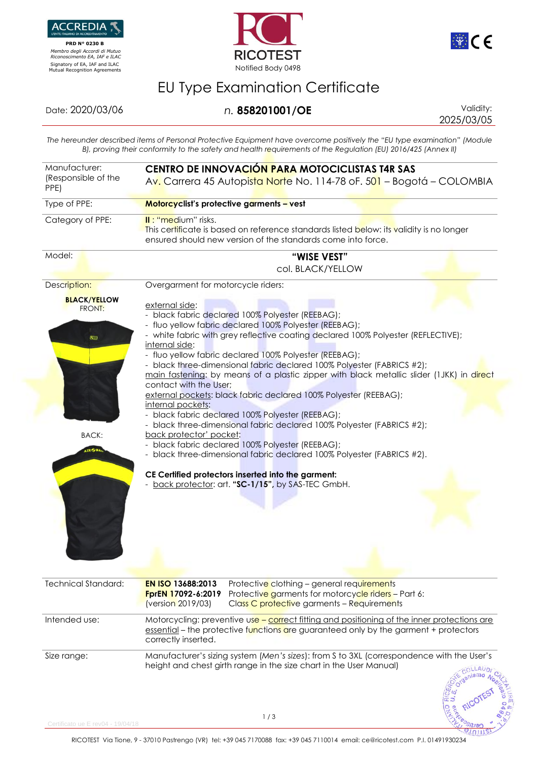ACCREDIA
L'ENTE ITALIANO DI ACCREDITAMENTO
PRD N° 0230 B
*Membro degli Accordi di Mutuo Riconoscimento EA, IAF e ILAC*
Signatory of EA, IAF and ILAC Mutual Recognition Agreements

RICOTEST
Notified Body 0498

# EU Type Examination Certificate

Date: 2020/03/06 | *n.* **858201001/OE** | Validity: 2025/03/05

*The hereunder described items of Personal Protective Equipment have overcome positively the "EU type examination" (Module B), proving their conformity to the safety and health requirements of the Regulation (EU) 2016/425 (Annex II)*

| | |
|---|---|
| Manufacturer: (Responsible of the PPE) | **CENTRO DE INNOVACIÓN PARA MOTOCICLISTAS T4R SAS**<br>Av. Carrera 45 Autopista Norte No. 114-78 oF. 501 – Bogotá – COLOMBIA |
| Type of PPE: | **Motorcyclist's protective garments – vest** |
| Category of PPE: | **II** : "medium" risks.<br>This certificate is based on reference standards listed below: its validity is no longer ensured should new version of the standards come into force. |
| Model: | **"WISE VEST"**<br>col. BLACK/YELLOW |
| Description:<br><br>**BLACK/YELLOW**<br>FRONT:<br><br>BACK: | Overgarment for motorcycle riders:<br><br><u>external side</u>:<br>- black fabric declared 100% Polyester (REEBAG);<br>- fluo yellow fabric declared 100% Polyester (REEBAG);<br>- white fabric with grey reflective coating declared 100% Polyester (REFLECTIVE);<br><u>internal side</u>:<br>- fluo yellow fabric declared 100% Polyester (REEBAG);<br>- black three-dimensional fabric declared 100% Polyester (FABRICS #2);<br><u>main fastening</u>: by means of a plastic zipper with black metallic slider (1JKK) in direct contact with the User;<br><u>external pockets</u>: black fabric declared 100% Polyester (REEBAG);<br><u>internal pockets</u>:<br>- black fabric declared 100% Polyester (REEBAG);<br>- black three-dimensional fabric declared 100% Polyester (FABRICS #2);<br><u>back protector' pocket</u>:<br>- black fabric declared 100% Polyester (REEBAG);<br>- black three-dimensional fabric declared 100% Polyester (FABRICS #2).<br><br>**CE Certified protectors inserted into the garment:**<br>- <u>back protector</u>: art. **"SC-1/15"**, by SAS-TEC GmbH. |
| Technical Standard: | **EN ISO 13688:2013** Protective clothing – general requirements<br>**FprEN 17092-6:2019** (version 2019/03) Protective garments for motorcycle riders – Part 6: Class C protective garments – Requirements |
| Intended use: | Motorcycling: preventive use – <u>correct fitting and positioning of the inner protections are essential</u> – the protective functions are guaranteed only by the garment + protectors correctly inserted. |
| Size range: | Manufacturer's sizing system (*Men's sizes*): from S to 3XL (correspondence with the User's height and chest girth range in the size chart in the User Manual) |

Certificato ue E rev04 - 19/04/18

RICOTEST Via Tione, 9 - 37010 Pastrengo (VR) tel: +39 045 7170088 fax: +39 045 7110014 email: ce@ricotest.com P.I. 01491930234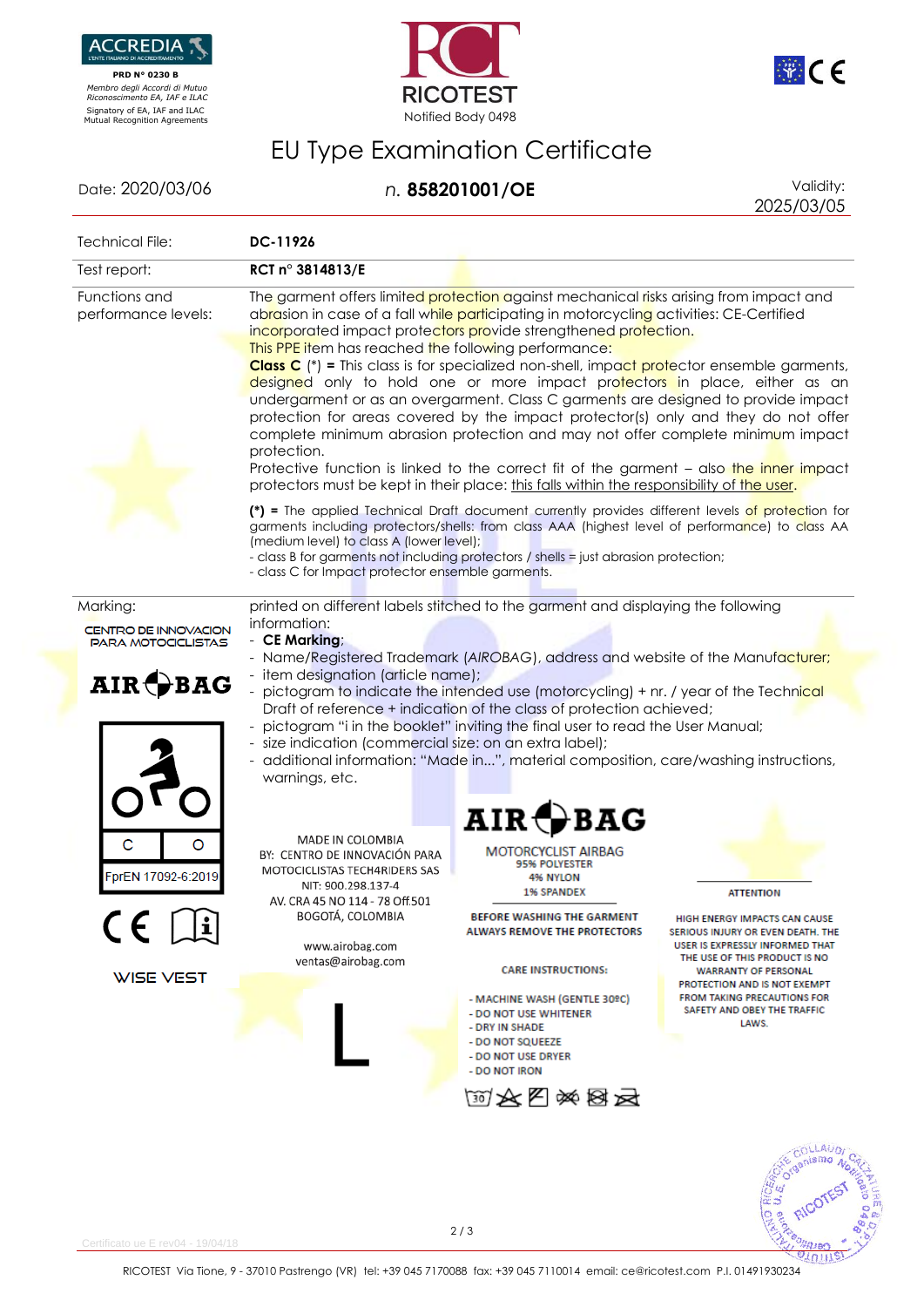ACCREDIA
L'ENTE ITALIANO DI ACCREDITAMENTO
**PRD N° 0230 B**
*Membro degli Accordi di Mutuo Riconoscimento EA, IAF e ILAC*
Signatory of EA, IAF and ILAC Mutual Recognition Agreements

RICOTEST
Notified Body 0498

# EU Type Examination Certificate

Date: 2020/03/06 — *n.* **858201001/OE** — Validity: 2025/03/05

| | |
|---|---|
| Technical File: | **DC-11926** |
| Test report: | **RCT n° 3814813/E** |
| Functions and performance levels: | The garment offers limited protection against mechanical risks arising from impact and abrasion in case of a fall while participating in motorcycling activities: CE-Certified incorporated impact protectors provide strengthened protection.<br>This PPE item has reached the following performance:<br>**Class C** (*) **=** This class is for specialized non-shell, impact protector ensemble garments, designed only to hold one or more impact protectors in place, either as an undergarment or as an overgarment. Class C garments are designed to provide impact protection for areas covered by the impact protector(s) only and they do not offer complete minimum abrasion protection and may not offer complete minimum impact protection.<br>Protective function is linked to the correct fit of the garment – also the inner impact protectors must be kept in their place: this falls within the responsibility of the user.<br>**(*) =** The applied Technical Draft document currently provides different levels of protection for garments including protectors/shells: from class AAA (highest level of performance) to class AA (medium level) to class A (lower level);<br>- class B for garments not including protectors / shells = just abrasion protection;<br>- class C for Impact protector ensemble garments. |
| Marking: | printed on different labels stitched to the garment and displaying the following information:<br>- **CE Marking**;<br>- Name/Registered Trademark (*AIROBAG*), address and website of the Manufacturer;<br>- item designation (article name);<br>- pictogram to indicate the intended use (motorcycling) + nr. / year of the Technical Draft of reference + indication of the class of protection achieved;<br>- pictogram "i in the booklet" inviting the final user to read the User Manual;<br>- size indication (commercial size: on an extra label);<br>- additional information: "Made in...", material composition, care/washing instructions, warnings, etc. |

CENTRO DE INNOVACION PARA MOTOCICLISTAS

AIR BAG

C | O
FprEN 17092-6:2019

CE

WISE VEST

MADE IN COLOMBIA
BY: CENTRO DE INNOVACIÓN PARA MOTOCICLISTAS TECH4RIDERS SAS
NIT: 900.298.137-4
AV. CRA 45 NO 114 - 78 Off.501
BOGOTÁ, COLOMBIA

www.airobag.com
ventas@airobag.com

L

AIR BAG
MOTORCYCLIST AIRBAG
95% POLYESTER
4% NYLON
1% SPANDEX

BEFORE WASHING THE GARMENT ALWAYS REMOVE THE PROTECTORS

CARE INSTRUCTIONS:

- MACHINE WASH (GENTLE 30ºC)
- DO NOT USE WHITENER
- DRY IN SHADE
- DO NOT SQUEEZE
- DO NOT USE DRYER
- DO NOT IRON

ATTENTION

HIGH ENERGY IMPACTS CAN CAUSE SERIOUS INJURY OR EVEN DEATH. THE USER IS EXPRESSLY INFORMED THAT THE USE OF THIS PRODUCT IS NO WARRANTY OF PERSONAL PROTECTION AND IS NOT EXEMPT FROM TAKING PRECAUTIONS FOR SAFETY AND OBEY THE TRAFFIC LAWS.

Certificato ue E rev04 - 19/04/18

RICOTEST Via Tione, 9 - 37010 Pastrengo (VR) tel: +39 045 7170088 fax: +39 045 7110014 email: ce@ricotest.com P.I. 01491930234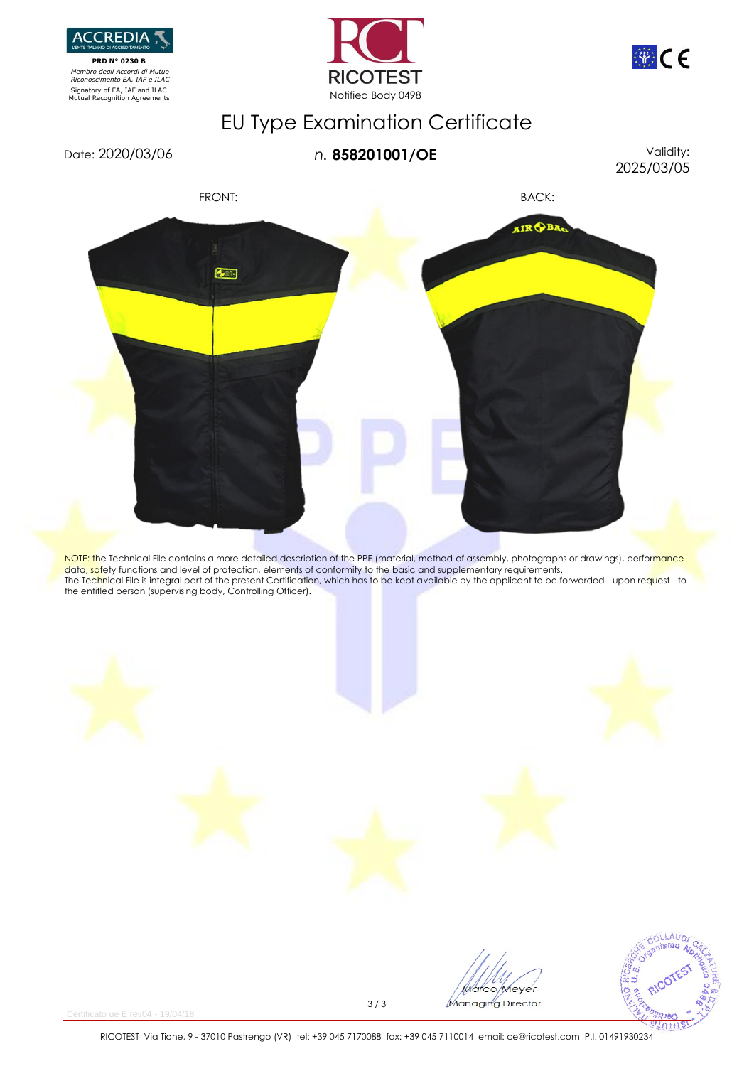ACCREDIA

PRD N° 0230 B

*Membro degli Accordi di Mutuo Riconoscimento EA, IAF e ILAC*

Signatory of EA, IAF and ILAC Mutual Recognition Agreements

RICOTEST

Notified Body 0498

# EU Type Examination Certificate

Date: 2020/03/06 &nbsp;&nbsp;&nbsp; *n.* **858201001/OE** &nbsp;&nbsp;&nbsp; Validity: 2025/03/05

FRONT:

BACK:

NOTE: the Technical File contains a more detailed description of the PPE (material, method of assembly, photographs or drawings), performance data, safety functions and level of protection, elements of conformity to the basic and supplementary requirements.
The Technical File is integral part of the present Certification, which has to be kept available by the applicant to be forwarded - upon request - to the entitled person (supervising body, Controlling Officer).

Marco Meyer
Managing Director

Certificato ue E rev04 - 19/04/18

RICOTEST Via Tione, 9 - 37010 Pastrengo (VR) tel: +39 045 7170088 fax: +39 045 7110014 email: ce@ricotest.com P.I. 01491930234